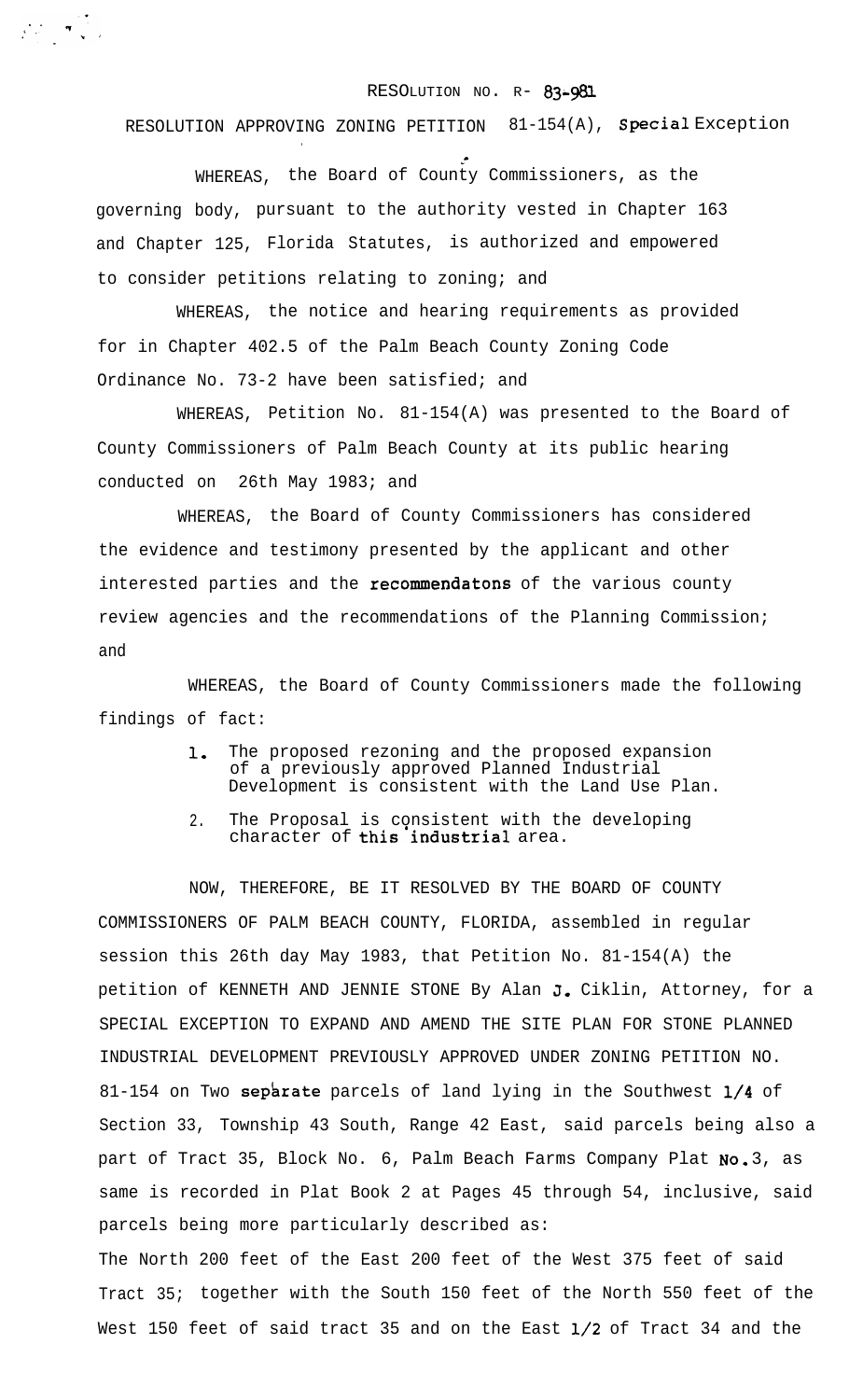RESOLUTION NO. R- 83-981

RESOLUTION APPROVING ZONING PETITION 81-154(A), Special Exception

WHEREAS, the Board of County Commissioners, as the governing body, pursuant to the authority vested in Chapter 163 and Chapter 125, Florida Statutes, is authorized and empowered to consider petitions relating to zoning; and

WHEREAS, the notice and hearing requirements as provided for in Chapter 402.5 of the Palm Beach County Zoning Code Ordinance No. 73-2 have been satisfied; and

WHEREAS, Petition No. 81-154(A) was presented to the Board of County Commissioners of Palm Beach County at its public hearing conducted on 26th May 1983; and

WHEREAS, the Board of County Commissioners has considered the evidence and testimony presented by the applicant and other interested parties and the recommendatons of the various county review agencies and the recommendations of the Planning Commission; and

WHEREAS, the Board of County Commissioners made the following findings of fact:

1. The proposed rezoning and the proposed expansion of a previously approved Planned Industrial Development is consistent with the Land Use Plan.
2. The Proposal is consistent with the developing character of this industrial area.

NOW, THEREFORE, BE IT RESOLVED BY THE BOARD OF COUNTY COMMISSIONERS OF PALM BEACH COUNTY, FLORIDA, assembled in regular session this 26th day May 1983, that Petition No. 81-154(A) the petition of KENNETH AND JENNIE STONE By Alan J. Ciklin, Attorney, for a SPECIAL EXCEPTION TO EXPAND AND AMEND THE SITE PLAN FOR STONE PLANNED INDUSTRIAL DEVELOPMENT PREVIOUSLY APPROVED UNDER ZONING PETITION NO. 81-154 on Two separate parcels of land lying in the Southwest 1/4 of Section 33, Township 43 South, Range 42 East, said parcels being also a part of Tract 35, Block No. 6, Palm Beach Farms Company Plat No.3, as same is recorded in Plat Book 2 at Pages 45 through 54, inclusive, said parcels being more particularly described as:

The North 200 feet of the East 200 feet of the West 375 feet of said Tract 35; together with the South 150 feet of the North 550 feet of the West 150 feet of said tract 35 and on the East 1/2 of Tract 34 and the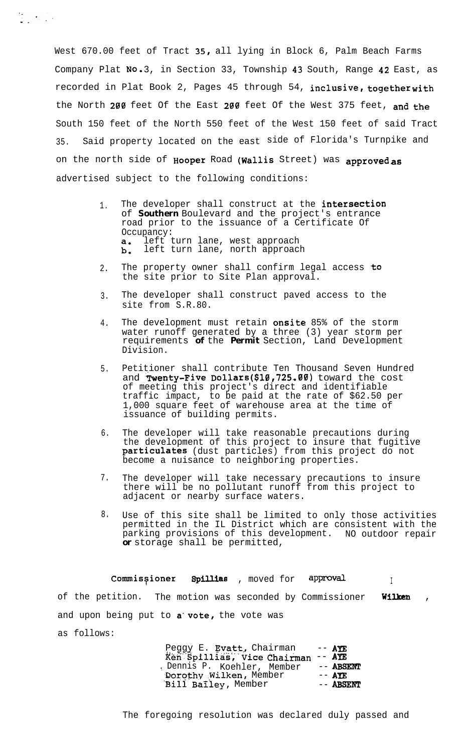West 670.00 feet of Tract 35, all lying in Block 6, Palm Beach Farms Company Plat No.3, in Section 33, Township 43 South, Range 42 East, as recorded in Plat Book 2, Pages 45 through 54, inclusive, together with the North 200 feet Of the East 200 feet Of the West 375 feet, and the South 150 feet of the North 550 feet of the West 150 feet of said Tract 35. Said property located on the east side of Florida's Turnpike and on the north side of Hooper Road (Wallis Street) was approved as advertised subject to the following conditions:

1. The developer shall construct at the intersection of Southern Boulevard and the project's entrance road prior to the issuance of a Certificate Of Occupancy:
   a. left turn lane, west approach
   b. left turn lane, north approach

2. The property owner shall confirm legal access to the site prior to Site Plan approval.

3. The developer shall construct paved access to the site from S.R.80.

4. The development must retain onsite 85% of the storm water runoff generated by a three (3) year storm per requirements of the Permit Section, Land Development Division.

5. Petitioner shall contribute Ten Thousand Seven Hundred and Twenty-Five Dollars($10,725.00) toward the cost of meeting this project's direct and identifiable traffic impact, to be paid at the rate of $62.50 per 1,000 square feet of warehouse area at the time of issuance of building permits.

6. The developer will take reasonable precautions during the development of this project to insure that fugitive particulates (dust particles) from this project do not become a nuisance to neighboring properties.

7. The developer will take necessary precautions to insure there will be no pollutant runoff from this project to adjacent or nearby surface waters.

8. Use of this site shall be limited to only those activities permitted in the IL District which are consistent with the parking provisions of this development. NO outdoor repair or storage shall be permitted,

Commissioner Spillias, moved for approval of the petition. The motion was seconded by Commissioner Wilken, and upon being put to a vote, the vote was as follows:

| | |
|---|---|
| Peggy E. Evatt, Chairman | -- AYE |
| Ken Spillias, Vice Chairman | -- AYE |
| Dennis P. Koehler, Member | -- ABSENT |
| Dorothy Wilken, Member | -- AYE |
| Bill Bailey, Member | -- ABSENT |

The foregoing resolution was declared duly passed and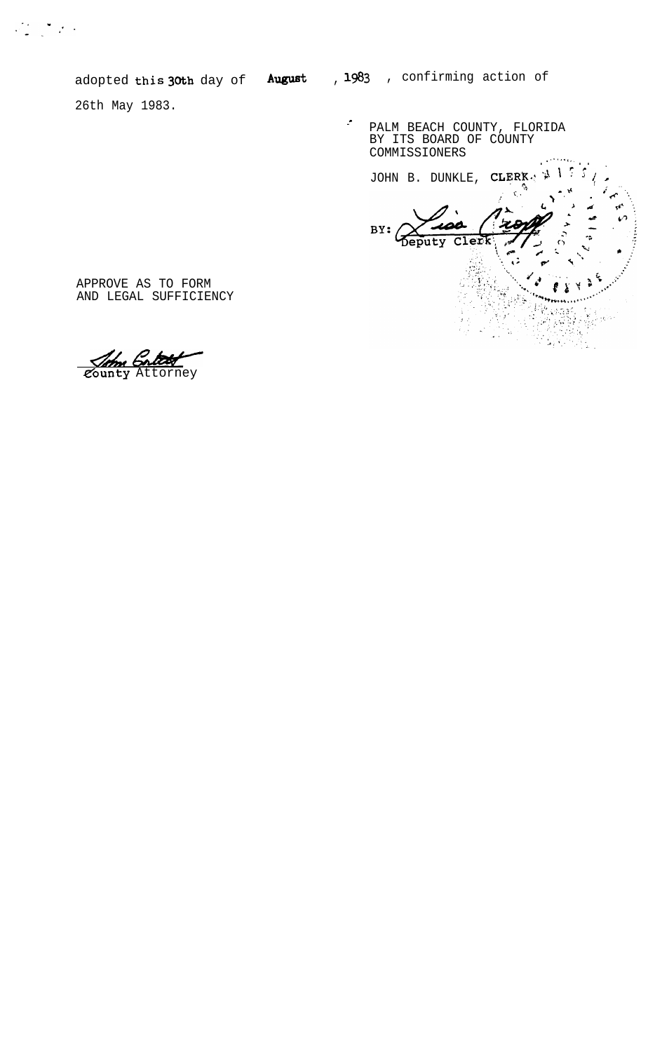adopted this 30th day of August, 1983, confirming action of 26th May 1983.

PALM BEACH COUNTY, FLORIDA
BY ITS BOARD OF COUNTY COMMISSIONERS

JOHN B. DUNKLE, CLERK

BY: Lisa Croff
Deputy Clerk

APPROVE AS TO FORM
AND LEGAL SUFFICIENCY

John Grittel
County Attorney